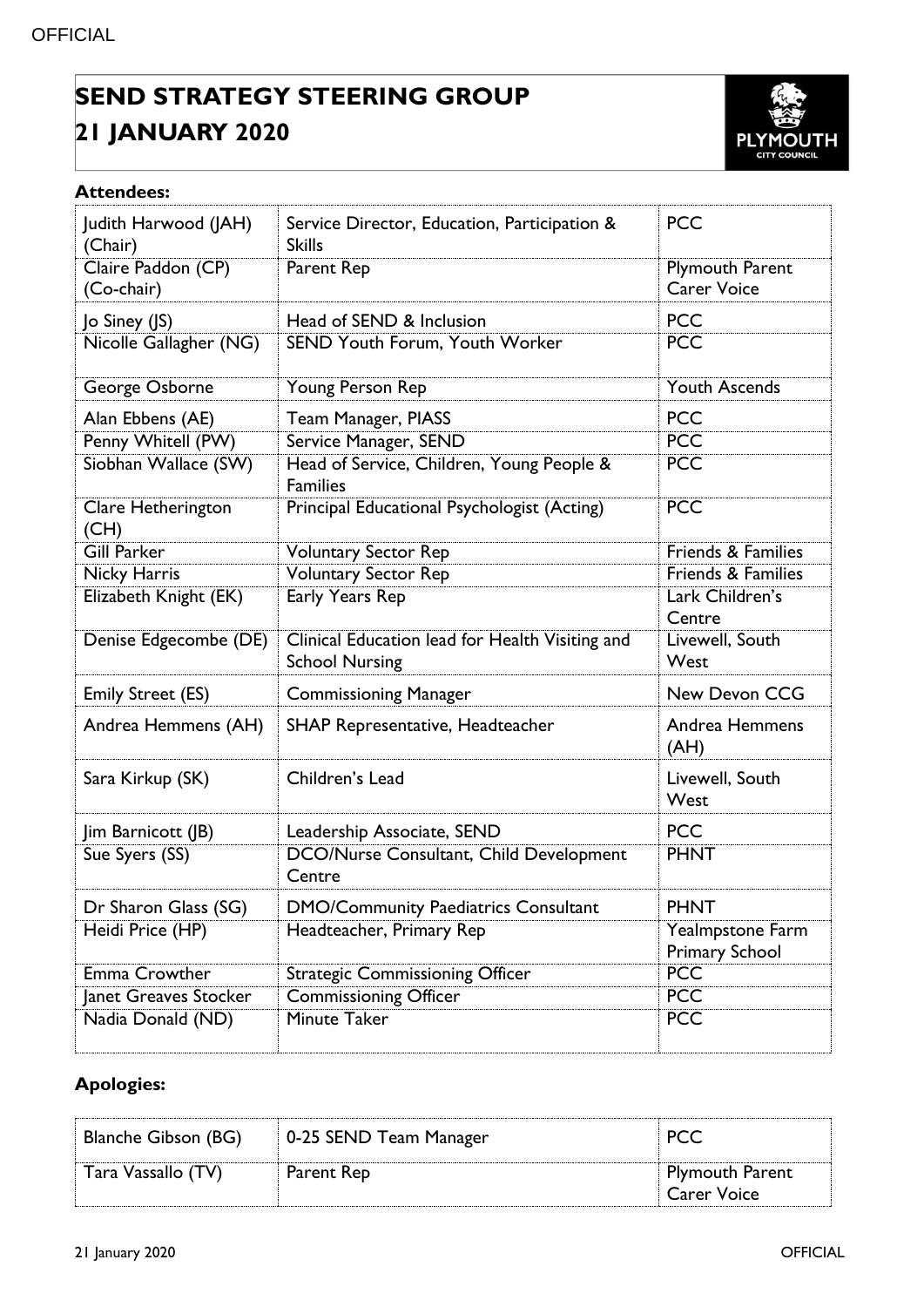# SEND STRATEGY STEERING GROUP
# 21 JANUARY 2020

**Attendees:**

| | | |
|---|---|---|
| Judith Harwood (JAH) (Chair) | Service Director, Education, Participation & Skills | PCC |
| Claire Paddon (CP) (Co-chair) | Parent Rep | Plymouth Parent Carer Voice |
| Jo Siney (JS) | Head of SEND & Inclusion | PCC |
| Nicolle Gallagher (NG) | SEND Youth Forum, Youth Worker | PCC |
| George Osborne | Young Person Rep | Youth Ascends |
| Alan Ebbens (AE) | Team Manager, PIASS | PCC |
| Penny Whitell (PW) | Service Manager, SEND | PCC |
| Siobhan Wallace (SW) | Head of Service, Children, Young People & Families | PCC |
| Clare Hetherington (CH) | Principal Educational Psychologist (Acting) | PCC |
| Gill Parker | Voluntary Sector Rep | Friends & Families |
| Nicky Harris | Voluntary Sector Rep | Friends & Families |
| Elizabeth Knight (EK) | Early Years Rep | Lark Children's Centre |
| Denise Edgecombe (DE) | Clinical Education lead for Health Visiting and School Nursing | Livewell, South West |
| Emily Street (ES) | Commissioning Manager | New Devon CCG |
| Andrea Hemmens (AH) | SHAP Representative, Headteacher | Andrea Hemmens (AH) |
| Sara Kirkup (SK) | Children's Lead | Livewell, South West |
| Jim Barnicott (JB) | Leadership Associate, SEND | PCC |
| Sue Syers (SS) | DCO/Nurse Consultant, Child Development Centre | PHNT |
| Dr Sharon Glass (SG) | DMO/Community Paediatrics Consultant | PHNT |
| Heidi Price (HP) | Headteacher, Primary Rep | Yealmpstone Farm Primary School |
| Emma Crowther | Strategic Commissioning Officer | PCC |
| Janet Greaves Stocker | Commissioning Officer | PCC |
| Nadia Donald (ND) | Minute Taker | PCC |

**Apologies:**

| | | |
|---|---|---|
| Blanche Gibson (BG) | 0-25 SEND Team Manager | PCC |
| Tara Vassallo (TV) | Parent Rep | Plymouth Parent Carer Voice |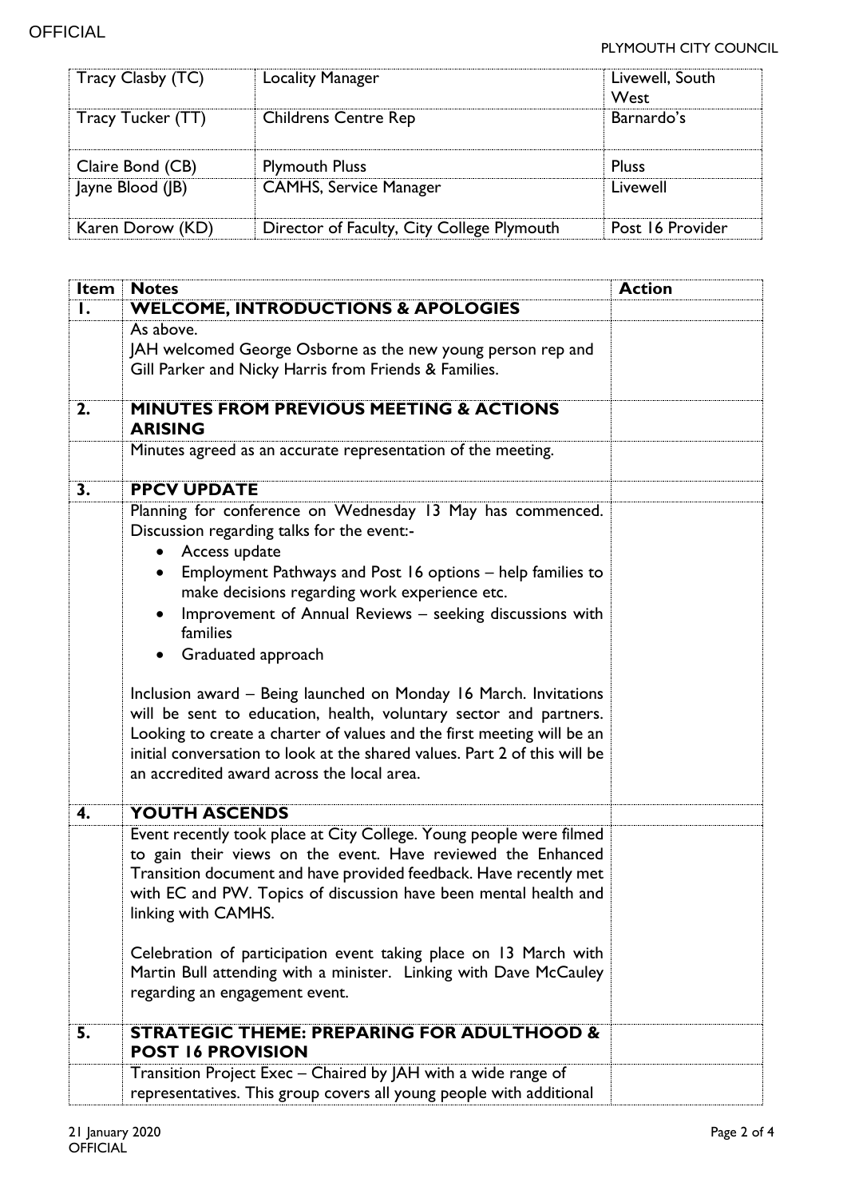| Tracy Clasby (TC) | Locality Manager | Livewell, South West |
|---|---|---|
| Tracy Tucker (TT) | Childrens Centre Rep | Barnardo's |
| Claire Bond (CB) | Plymouth Pluss | Pluss |
| Jayne Blood (JB) | CAMHS, Service Manager | Livewell |
| Karen Dorow (KD) | Director of Faculty, City College Plymouth | Post 16 Provider |

| Item | Notes | Action |
|---|---|---|
| 1. | **WELCOME, INTRODUCTIONS & APOLOGIES** | |
| | As above.<br>JAH welcomed George Osborne as the new young person rep and Gill Parker and Nicky Harris from Friends & Families. | |
| 2. | **MINUTES FROM PREVIOUS MEETING & ACTIONS ARISING** | |
| | Minutes agreed as an accurate representation of the meeting. | |
| 3. | **PPCV UPDATE** | |
| | Planning for conference on Wednesday 13 May has commenced. Discussion regarding talks for the event:-<br>• Access update<br>• Employment Pathways and Post 16 options – help families to make decisions regarding work experience etc.<br>• Improvement of Annual Reviews – seeking discussions with families<br>• Graduated approach<br><br>Inclusion award – Being launched on Monday 16 March. Invitations will be sent to education, health, voluntary sector and partners. Looking to create a charter of values and the first meeting will be an initial conversation to look at the shared values. Part 2 of this will be an accredited award across the local area. | |
| 4. | **YOUTH ASCENDS** | |
| | Event recently took place at City College. Young people were filmed to gain their views on the event. Have reviewed the Enhanced Transition document and have provided feedback. Have recently met with EC and PW. Topics of discussion have been mental health and linking with CAMHS.<br><br>Celebration of participation event taking place on 13 March with Martin Bull attending with a minister. Linking with Dave McCauley regarding an engagement event. | |
| 5. | **STRATEGIC THEME: PREPARING FOR ADULTHOOD & POST 16 PROVISION** | |
| | Transition Project Exec – Chaired by JAH with a wide range of representatives. This group covers all young people with additional | |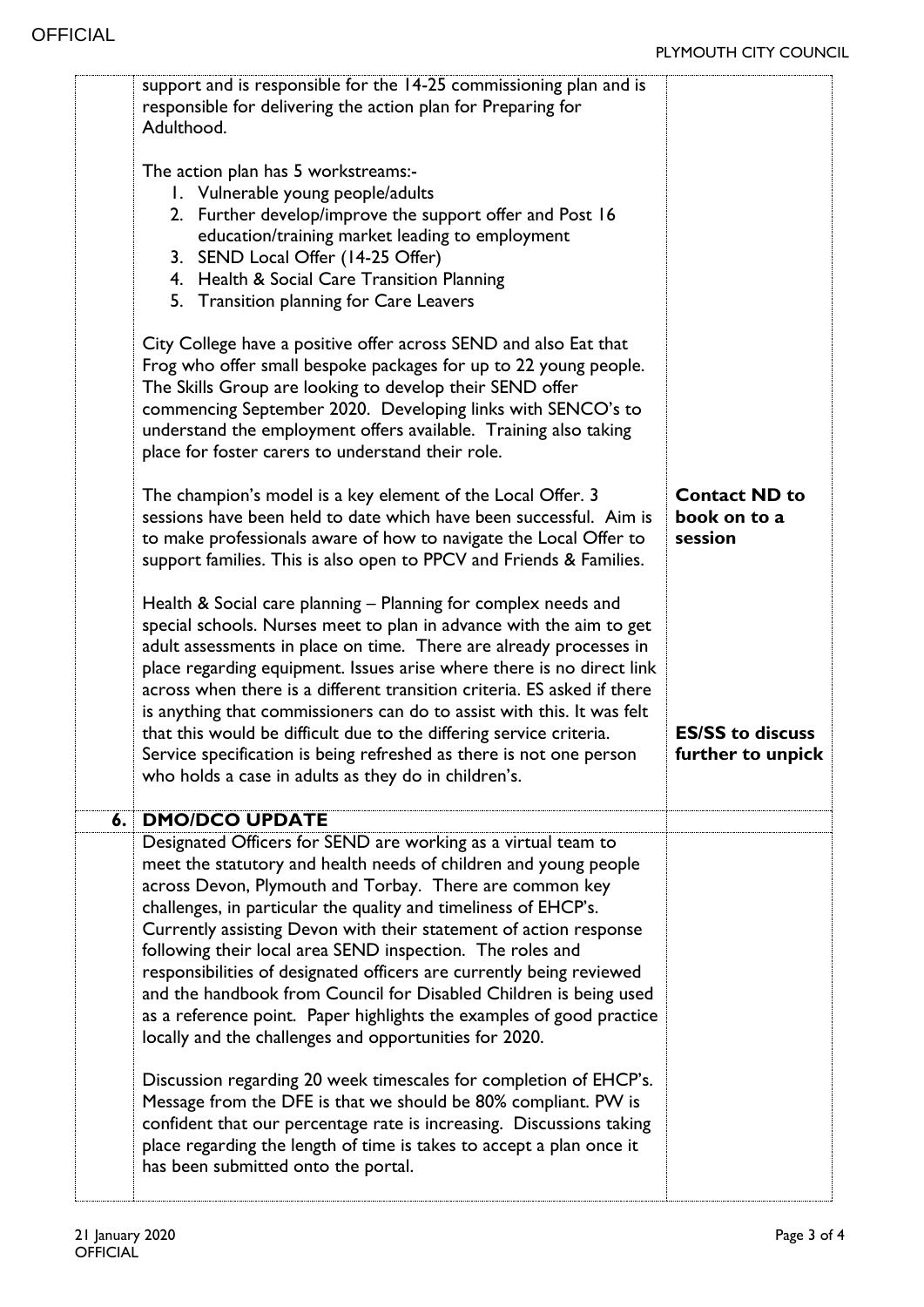| | | |
|---|---|---|
| | support and is responsible for the 14-25 commissioning plan and is responsible for delivering the action plan for Preparing for Adulthood.<br><br>The action plan has 5 workstreams:-<br>1. Vulnerable young people/adults<br>2. Further develop/improve the support offer and Post 16 education/training market leading to employment<br>3. SEND Local Offer (14-25 Offer)<br>4. Health & Social Care Transition Planning<br>5. Transition planning for Care Leavers<br><br>City College have a positive offer across SEND and also Eat that Frog who offer small bespoke packages for up to 22 young people. The Skills Group are looking to develop their SEND offer commencing September 2020. Developing links with SENCO's to understand the employment offers available. Training also taking place for foster carers to understand their role.<br><br>The champion's model is a key element of the Local Offer. 3 sessions have been held to date which have been successful. Aim is to make professionals aware of how to navigate the Local Offer to support families. This is also open to PPCV and Friends & Families.<br><br>Health & Social care planning – Planning for complex needs and special schools. Nurses meet to plan in advance with the aim to get adult assessments in place on time. There are already processes in place regarding equipment. Issues arise where there is no direct link across when there is a different transition criteria. ES asked if there is anything that commissioners can do to assist with this. It was felt that this would be difficult due to the differing service criteria. Service specification is being refreshed as there is not one person who holds a case in adults as they do in children's. | **Contact ND to book on to a session**<br><br>**ES/SS to discuss further to unpick** |
| **6.** | **DMO/DCO UPDATE** | |
| | Designated Officers for SEND are working as a virtual team to meet the statutory and health needs of children and young people across Devon, Plymouth and Torbay. There are common key challenges, in particular the quality and timeliness of EHCP's. Currently assisting Devon with their statement of action response following their local area SEND inspection. The roles and responsibilities of designated officers are currently being reviewed and the handbook from Council for Disabled Children is being used as a reference point. Paper highlights the examples of good practice locally and the challenges and opportunities for 2020.<br><br>Discussion regarding 20 week timescales for completion of EHCP's. Message from the DFE is that we should be 80% compliant. PW is confident that our percentage rate is increasing. Discussions taking place regarding the length of time is takes to accept a plan once it has been submitted onto the portal. | |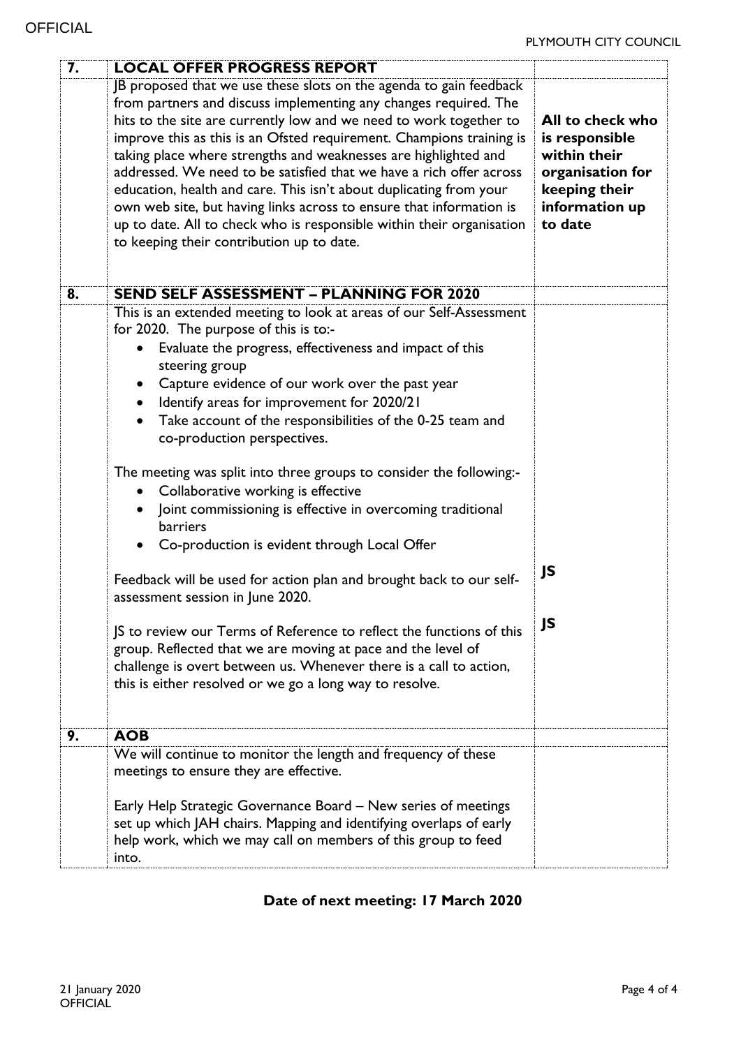| | | |
|---|---|---|
| **7.** | **LOCAL OFFER PROGRESS REPORT** | |
| | JB proposed that we use these slots on the agenda to gain feedback from partners and discuss implementing any changes required. The hits to the site are currently low and we need to work together to improve this as this is an Ofsted requirement. Champions training is taking place where strengths and weaknesses are highlighted and addressed. We need to be satisfied that we have a rich offer across education, health and care. This isn't about duplicating from your own web site, but having links across to ensure that information is up to date. All to check who is responsible within their organisation to keeping their contribution up to date. | **All to check who is responsible within their organisation for keeping their information up to date** |
| **8.** | **SEND SELF ASSESSMENT – PLANNING FOR 2020** | |
| | This is an extended meeting to look at areas of our Self-Assessment for 2020. The purpose of this is to:-<br>• Evaluate the progress, effectiveness and impact of this steering group<br>• Capture evidence of our work over the past year<br>• Identify areas for improvement for 2020/21<br>• Take account of the responsibilities of the 0-25 team and co-production perspectives.<br><br>The meeting was split into three groups to consider the following:-<br>• Collaborative working is effective<br>• Joint commissioning is effective in overcoming traditional barriers<br>• Co-production is evident through Local Offer<br><br>Feedback will be used for action plan and brought back to our self-assessment session in June 2020.<br><br>JS to review our Terms of Reference to reflect the functions of this group. Reflected that we are moving at pace and the level of challenge is overt between us. Whenever there is a call to action, this is either resolved or we go a long way to resolve. | **JS**<br><br>**JS** |
| **9.** | **AOB** | |
| | We will continue to monitor the length and frequency of these meetings to ensure they are effective.<br><br>Early Help Strategic Governance Board – New series of meetings set up which JAH chairs. Mapping and identifying overlaps of early help work, which we may call on members of this group to feed into. | |

**Date of next meeting: 17 March 2020**